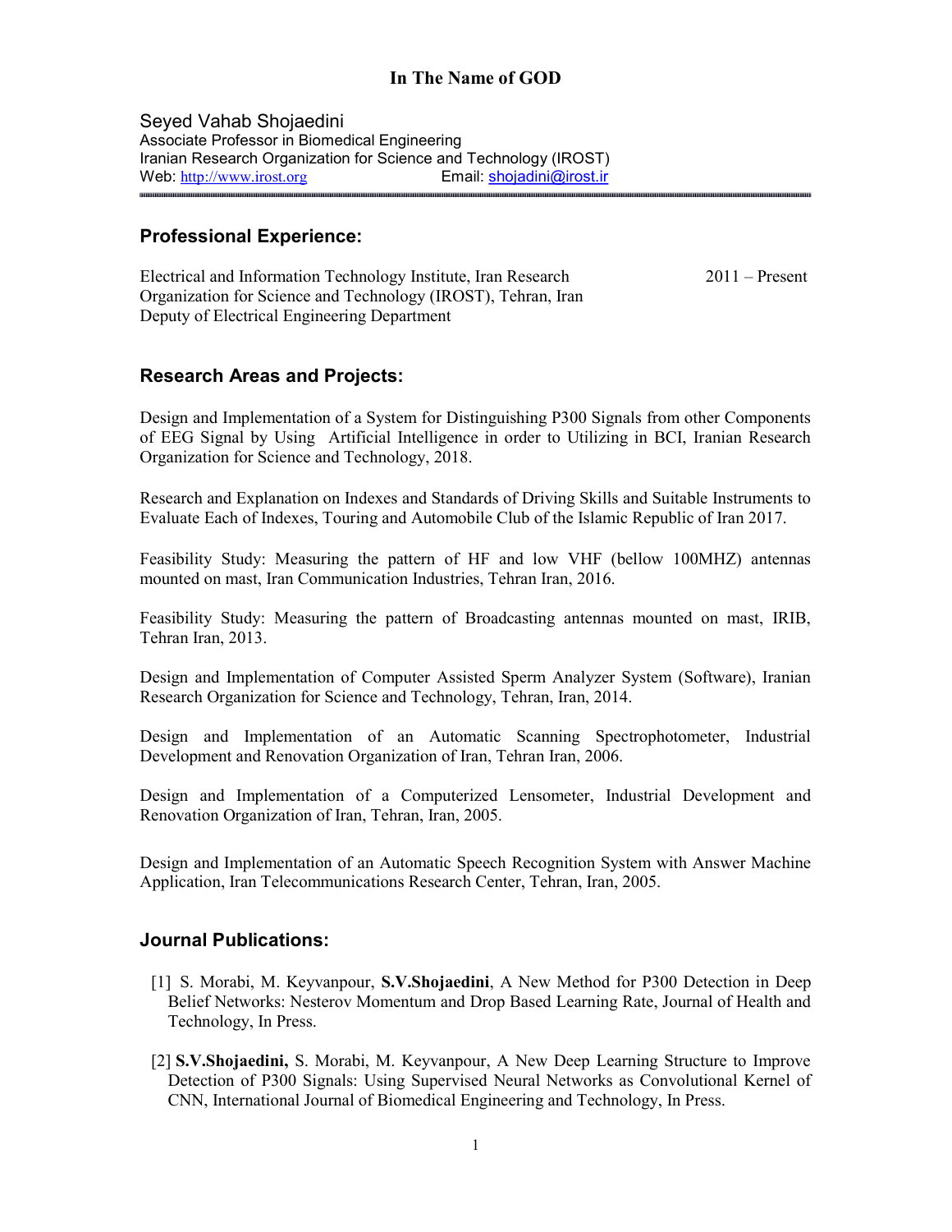**In The Name of GOD**

Seyed Vahab Shojaedini
Associate Professor in Biomedical Engineering
Iranian Research Organization for Science and Technology (IROST)
Web: http://www.irost.org Email: shojadini@irost.ir

---

## Professional Experience:

Electrical and Information Technology Institute, Iran Research Organization for Science and Technology (IROST), Tehran, Iran — 2011 – Present
Deputy of Electrical Engineering Department

## Research Areas and Projects:

Design and Implementation of a System for Distinguishing P300 Signals from other Components of EEG Signal by Using Artificial Intelligence in order to Utilizing in BCI, Iranian Research Organization for Science and Technology, 2018.

Research and Explanation on Indexes and Standards of Driving Skills and Suitable Instruments to Evaluate Each of Indexes, Touring and Automobile Club of the Islamic Republic of Iran 2017.

Feasibility Study: Measuring the pattern of HF and low VHF (bellow 100MHZ) antennas mounted on mast, Iran Communication Industries, Tehran Iran, 2016.

Feasibility Study: Measuring the pattern of Broadcasting antennas mounted on mast, IRIB, Tehran Iran, 2013.

Design and Implementation of Computer Assisted Sperm Analyzer System (Software), Iranian Research Organization for Science and Technology, Tehran, Iran, 2014.

Design and Implementation of an Automatic Scanning Spectrophotometer, Industrial Development and Renovation Organization of Iran, Tehran Iran, 2006.

Design and Implementation of a Computerized Lensometer, Industrial Development and Renovation Organization of Iran, Tehran, Iran, 2005.

Design and Implementation of an Automatic Speech Recognition System with Answer Machine Application, Iran Telecommunications Research Center, Tehran, Iran, 2005.

## Journal Publications:

[1] S. Morabi, M. Keyvanpour, **S.V.Shojaedini**, A New Method for P300 Detection in Deep Belief Networks: Nesterov Momentum and Drop Based Learning Rate, Journal of Health and Technology, In Press.

[2] **S.V.Shojaedini,** S. Morabi, M. Keyvanpour, A New Deep Learning Structure to Improve Detection of P300 Signals: Using Supervised Neural Networks as Convolutional Kernel of CNN, International Journal of Biomedical Engineering and Technology, In Press.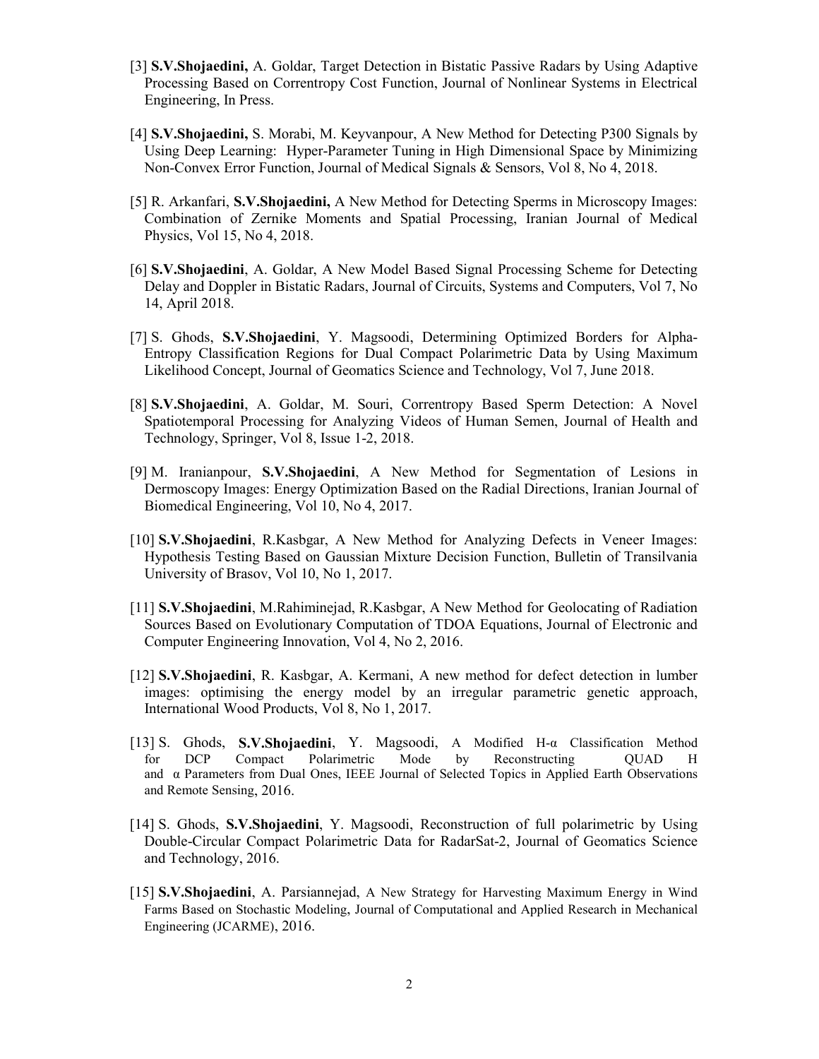[3] **S.V.Shojaedini,** A. Goldar, Target Detection in Bistatic Passive Radars by Using Adaptive Processing Based on Correntropy Cost Function, Journal of Nonlinear Systems in Electrical Engineering, In Press.

[4] **S.V.Shojaedini,** S. Morabi, M. Keyvanpour, A New Method for Detecting P300 Signals by Using Deep Learning: Hyper-Parameter Tuning in High Dimensional Space by Minimizing Non-Convex Error Function, Journal of Medical Signals & Sensors, Vol 8, No 4, 2018.

[5] R. Arkanfari, **S.V.Shojaedini,** A New Method for Detecting Sperms in Microscopy Images: Combination of Zernike Moments and Spatial Processing, Iranian Journal of Medical Physics, Vol 15, No 4, 2018.

[6] **S.V.Shojaedini**, A. Goldar, A New Model Based Signal Processing Scheme for Detecting Delay and Doppler in Bistatic Radars, Journal of Circuits, Systems and Computers, Vol 7, No 14, April 2018.

[7] S. Ghods, **S.V.Shojaedini**, Y. Magsoodi, Determining Optimized Borders for Alpha-Entropy Classification Regions for Dual Compact Polarimetric Data by Using Maximum Likelihood Concept, Journal of Geomatics Science and Technology, Vol 7, June 2018.

[8] **S.V.Shojaedini**, A. Goldar, M. Souri, Correntropy Based Sperm Detection: A Novel Spatiotemporal Processing for Analyzing Videos of Human Semen, Journal of Health and Technology, Springer, Vol 8, Issue 1-2, 2018.

[9] M. Iranianpour, **S.V.Shojaedini**, A New Method for Segmentation of Lesions in Dermoscopy Images: Energy Optimization Based on the Radial Directions, Iranian Journal of Biomedical Engineering, Vol 10, No 4, 2017.

[10] **S.V.Shojaedini**, R.Kasbgar, A New Method for Analyzing Defects in Veneer Images: Hypothesis Testing Based on Gaussian Mixture Decision Function, Bulletin of Transilvania University of Brasov, Vol 10, No 1, 2017.

[11] **S.V.Shojaedini**, M.Rahiminejad, R.Kasbgar, A New Method for Geolocating of Radiation Sources Based on Evolutionary Computation of TDOA Equations, Journal of Electronic and Computer Engineering Innovation, Vol 4, No 2, 2016.

[12] **S.V.Shojaedini**, R. Kasbgar, A. Kermani, A new method for defect detection in lumber images: optimising the energy model by an irregular parametric genetic approach, International Wood Products, Vol 8, No 1, 2017.

[13] S. Ghods, **S.V.Shojaedini**, Y. Magsoodi, A Modified H-α Classification Method for DCP Compact Polarimetric Mode by Reconstructing QUAD H and α Parameters from Dual Ones, IEEE Journal of Selected Topics in Applied Earth Observations and Remote Sensing, 2016.

[14] S. Ghods, **S.V.Shojaedini**, Y. Magsoodi, Reconstruction of full polarimetric by Using Double-Circular Compact Polarimetric Data for RadarSat-2, Journal of Geomatics Science and Technology, 2016.

[15] **S.V.Shojaedini**, A. Parsiannejad, A New Strategy for Harvesting Maximum Energy in Wind Farms Based on Stochastic Modeling, Journal of Computational and Applied Research in Mechanical Engineering (JCARME), 2016.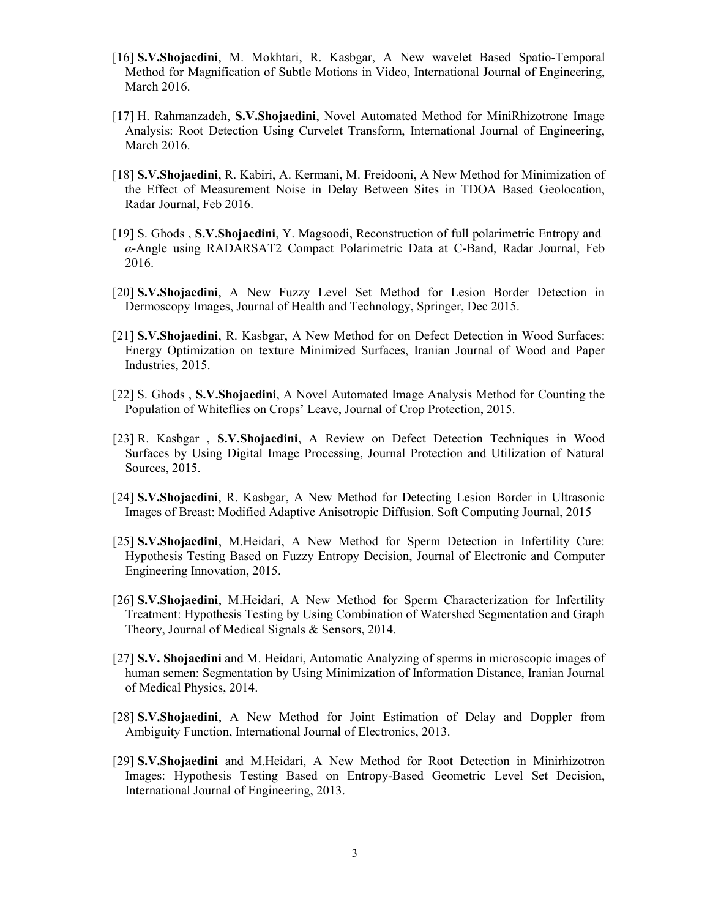[16] **S.V.Shojaedini**, M. Mokhtari, R. Kasbgar, A New wavelet Based Spatio-Temporal Method for Magnification of Subtle Motions in Video, International Journal of Engineering, March 2016.

[17] H. Rahmanzadeh, **S.V.Shojaedini**, Novel Automated Method for MiniRhizotrone Image Analysis: Root Detection Using Curvelet Transform, International Journal of Engineering, March 2016.

[18] **S.V.Shojaedini**, R. Kabiri, A. Kermani, M. Freidooni, A New Method for Minimization of the Effect of Measurement Noise in Delay Between Sites in TDOA Based Geolocation, Radar Journal, Feb 2016.

[19] S. Ghods , **S.V.Shojaedini**, Y. Magsoodi, Reconstruction of full polarimetric Entropy and $\alpha$-Angle using RADARSAT2 Compact Polarimetric Data at C-Band, Radar Journal, Feb 2016.

[20] **S.V.Shojaedini**, A New Fuzzy Level Set Method for Lesion Border Detection in Dermoscopy Images, Journal of Health and Technology, Springer, Dec 2015.

[21] **S.V.Shojaedini**, R. Kasbgar, A New Method for on Defect Detection in Wood Surfaces: Energy Optimization on texture Minimized Surfaces, Iranian Journal of Wood and Paper Industries, 2015.

[22] S. Ghods , **S.V.Shojaedini**, A Novel Automated Image Analysis Method for Counting the Population of Whiteflies on Crops' Leave, Journal of Crop Protection, 2015.

[23] R. Kasbgar , **S.V.Shojaedini**, A Review on Defect Detection Techniques in Wood Surfaces by Using Digital Image Processing, Journal Protection and Utilization of Natural Sources, 2015.

[24] **S.V.Shojaedini**, R. Kasbgar, A New Method for Detecting Lesion Border in Ultrasonic Images of Breast: Modified Adaptive Anisotropic Diffusion. Soft Computing Journal, 2015

[25] **S.V.Shojaedini**, M.Heidari, A New Method for Sperm Detection in Infertility Cure: Hypothesis Testing Based on Fuzzy Entropy Decision, Journal of Electronic and Computer Engineering Innovation, 2015.

[26] **S.V.Shojaedini**, M.Heidari, A New Method for Sperm Characterization for Infertility Treatment: Hypothesis Testing by Using Combination of Watershed Segmentation and Graph Theory, Journal of Medical Signals & Sensors, 2014.

[27] **S.V. Shojaedini** and M. Heidari, Automatic Analyzing of sperms in microscopic images of human semen: Segmentation by Using Minimization of Information Distance, Iranian Journal of Medical Physics, 2014.

[28] **S.V.Shojaedini**, A New Method for Joint Estimation of Delay and Doppler from Ambiguity Function, International Journal of Electronics, 2013.

[29] **S.V.Shojaedini** and M.Heidari, A New Method for Root Detection in Minirhizotron Images: Hypothesis Testing Based on Entropy-Based Geometric Level Set Decision, International Journal of Engineering, 2013.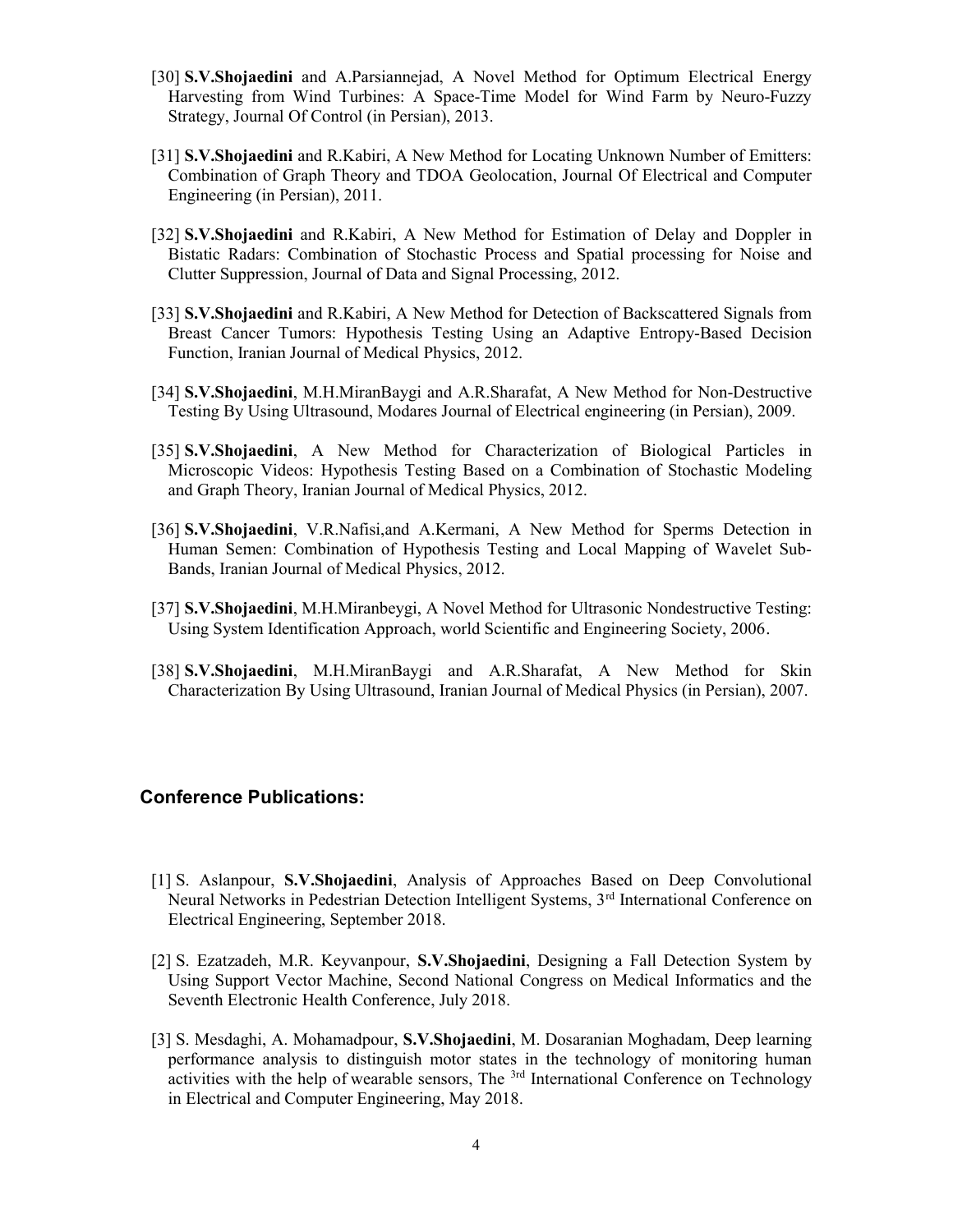[30] **S.V.Shojaedini** and A.Parsiannejad, A Novel Method for Optimum Electrical Energy Harvesting from Wind Turbines: A Space-Time Model for Wind Farm by Neuro-Fuzzy Strategy, Journal Of Control (in Persian), 2013.

[31] **S.V.Shojaedini** and R.Kabiri, A New Method for Locating Unknown Number of Emitters: Combination of Graph Theory and TDOA Geolocation, Journal Of Electrical and Computer Engineering (in Persian), 2011.

[32] **S.V.Shojaedini** and R.Kabiri, A New Method for Estimation of Delay and Doppler in Bistatic Radars: Combination of Stochastic Process and Spatial processing for Noise and Clutter Suppression, Journal of Data and Signal Processing, 2012.

[33] **S.V.Shojaedini** and R.Kabiri, A New Method for Detection of Backscattered Signals from Breast Cancer Tumors: Hypothesis Testing Using an Adaptive Entropy-Based Decision Function, Iranian Journal of Medical Physics, 2012.

[34] **S.V.Shojaedini**, M.H.MiranBaygi and A.R.Sharafat, A New Method for Non-Destructive Testing By Using Ultrasound, Modares Journal of Electrical engineering (in Persian), 2009.

[35] **S.V.Shojaedini**, A New Method for Characterization of Biological Particles in Microscopic Videos: Hypothesis Testing Based on a Combination of Stochastic Modeling and Graph Theory, Iranian Journal of Medical Physics, 2012.

[36] **S.V.Shojaedini**, V.R.Nafisi,and A.Kermani, A New Method for Sperms Detection in Human Semen: Combination of Hypothesis Testing and Local Mapping of Wavelet Sub-Bands, Iranian Journal of Medical Physics, 2012.

[37] **S.V.Shojaedini**, M.H.Miranbeygi, A Novel Method for Ultrasonic Nondestructive Testing: Using System Identification Approach, world Scientific and Engineering Society, 2006.

[38] **S.V.Shojaedini**, M.H.MiranBaygi and A.R.Sharafat, A New Method for Skin Characterization By Using Ultrasound, Iranian Journal of Medical Physics (in Persian), 2007.

## Conference Publications:

[1] S. Aslanpour, **S.V.Shojaedini**, Analysis of Approaches Based on Deep Convolutional Neural Networks in Pedestrian Detection Intelligent Systems, 3rd International Conference on Electrical Engineering, September 2018.

[2] S. Ezatzadeh, M.R. Keyvanpour, **S.V.Shojaedini**, Designing a Fall Detection System by Using Support Vector Machine, Second National Congress on Medical Informatics and the Seventh Electronic Health Conference, July 2018.

[3] S. Mesdaghi, A. Mohamadpour, **S.V.Shojaedini**, M. Dosaranian Moghadam, Deep learning performance analysis to distinguish motor states in the technology of monitoring human activities with the help of wearable sensors, The 3rd International Conference on Technology in Electrical and Computer Engineering, May 2018.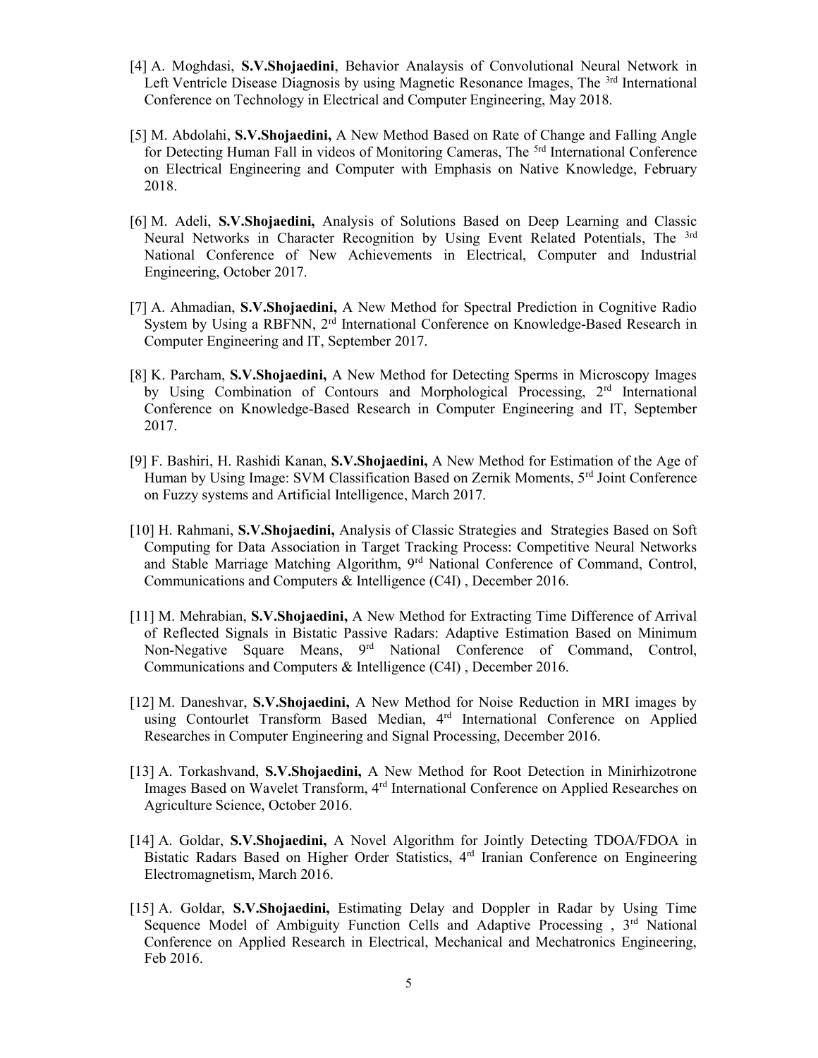[4] A. Moghdasi, **S.V.Shojaedini**, Behavior Analaysis of Convolutional Neural Network in Left Ventricle Disease Diagnosis by using Magnetic Resonance Images, The 3rd International Conference on Technology in Electrical and Computer Engineering, May 2018.

[5] M. Abdolahi, **S.V.Shojaedini,** A New Method Based on Rate of Change and Falling Angle for Detecting Human Fall in videos of Monitoring Cameras, The 5rd International Conference on Electrical Engineering and Computer with Emphasis on Native Knowledge, February 2018.

[6] M. Adeli, **S.V.Shojaedini,** Analysis of Solutions Based on Deep Learning and Classic Neural Networks in Character Recognition by Using Event Related Potentials, The 3rd National Conference of New Achievements in Electrical, Computer and Industrial Engineering, October 2017.

[7] A. Ahmadian, **S.V.Shojaedini,** A New Method for Spectral Prediction in Cognitive Radio System by Using a RBFNN, 2rd International Conference on Knowledge-Based Research in Computer Engineering and IT, September 2017.

[8] K. Parcham, **S.V.Shojaedini,** A New Method for Detecting Sperms in Microscopy Images by Using Combination of Contours and Morphological Processing, 2rd International Conference on Knowledge-Based Research in Computer Engineering and IT, September 2017.

[9] F. Bashiri, H. Rashidi Kanan, **S.V.Shojaedini,** A New Method for Estimation of the Age of Human by Using Image: SVM Classification Based on Zernik Moments, 5rd Joint Conference on Fuzzy systems and Artificial Intelligence, March 2017.

[10] H. Rahmani, **S.V.Shojaedini,** Analysis of Classic Strategies and Strategies Based on Soft Computing for Data Association in Target Tracking Process: Competitive Neural Networks and Stable Marriage Matching Algorithm, 9rd National Conference of Command, Control, Communications and Computers & Intelligence (C4I) , December 2016.

[11] M. Mehrabian, **S.V.Shojaedini,** A New Method for Extracting Time Difference of Arrival of Reflected Signals in Bistatic Passive Radars: Adaptive Estimation Based on Minimum Non-Negative Square Means, 9rd National Conference of Command, Control, Communications and Computers & Intelligence (C4I) , December 2016.

[12] M. Daneshvar, **S.V.Shojaedini,** A New Method for Noise Reduction in MRI images by using Contourlet Transform Based Median, 4rd International Conference on Applied Researches in Computer Engineering and Signal Processing, December 2016.

[13] A. Torkashvand, **S.V.Shojaedini,** A New Method for Root Detection in Minirhizotrone Images Based on Wavelet Transform, 4rd International Conference on Applied Researches on Agriculture Science, October 2016.

[14] A. Goldar, **S.V.Shojaedini,** A Novel Algorithm for Jointly Detecting TDOA/FDOA in Bistatic Radars Based on Higher Order Statistics, 4rd Iranian Conference on Engineering Electromagnetism, March 2016.

[15] A. Goldar, **S.V.Shojaedini,** Estimating Delay and Doppler in Radar by Using Time Sequence Model of Ambiguity Function Cells and Adaptive Processing , 3rd National Conference on Applied Research in Electrical, Mechanical and Mechatronics Engineering, Feb 2016.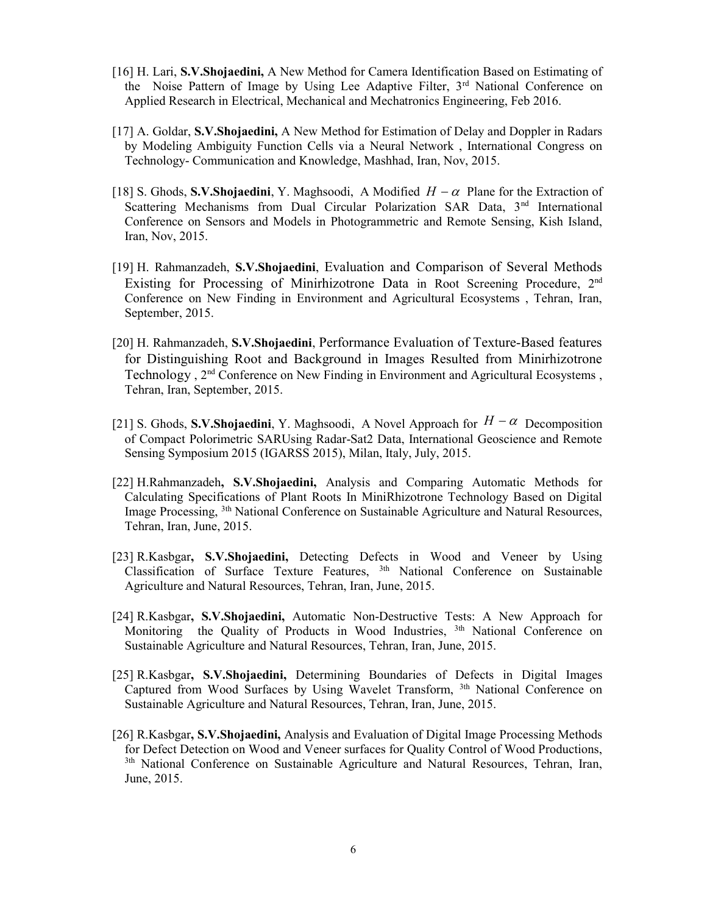[16] H. Lari, **S.V.Shojaedini,** A New Method for Camera Identification Based on Estimating of the Noise Pattern of Image by Using Lee Adaptive Filter, 3rd National Conference on Applied Research in Electrical, Mechanical and Mechatronics Engineering, Feb 2016.

[17] A. Goldar, **S.V.Shojaedini,** A New Method for Estimation of Delay and Doppler in Radars by Modeling Ambiguity Function Cells via a Neural Network , International Congress on Technology- Communication and Knowledge, Mashhad, Iran, Nov, 2015.

[18] S. Ghods, **S.V.Shojaedini**, Y. Maghsoodi, A Modified $H-\alpha$ Plane for the Extraction of Scattering Mechanisms from Dual Circular Polarization SAR Data, 3rd International Conference on Sensors and Models in Photogrammetric and Remote Sensing, Kish Island, Iran, Nov, 2015.

[19] H. Rahmanzadeh, **S.V.Shojaedini**, Evaluation and Comparison of Several Methods Existing for Processing of Minirhizotrone Data in Root Screening Procedure, 2nd Conference on New Finding in Environment and Agricultural Ecosystems , Tehran, Iran, September, 2015.

[20] H. Rahmanzadeh, **S.V.Shojaedini**, Performance Evaluation of Texture-Based features for Distinguishing Root and Background in Images Resulted from Minirhizotrone Technology , 2nd Conference on New Finding in Environment and Agricultural Ecosystems , Tehran, Iran, September, 2015.

[21] S. Ghods, **S.V.Shojaedini**, Y. Maghsoodi, A Novel Approach for $H-\alpha$ Decomposition of Compact Polorimetric SARUsing Radar-Sat2 Data, International Geoscience and Remote Sensing Symposium 2015 (IGARSS 2015), Milan, Italy, July, 2015.

[22] H.Rahmanzadeh**, S.V.Shojaedini,** Analysis and Comparing Automatic Methods for Calculating Specifications of Plant Roots In MiniRhizotrone Technology Based on Digital Image Processing, 3th National Conference on Sustainable Agriculture and Natural Resources, Tehran, Iran, June, 2015.

[23] R.Kasbgar**, S.V.Shojaedini,** Detecting Defects in Wood and Veneer by Using Classification of Surface Texture Features, 3th National Conference on Sustainable Agriculture and Natural Resources, Tehran, Iran, June, 2015.

[24] R.Kasbgar**, S.V.Shojaedini,** Automatic Non-Destructive Tests: A New Approach for Monitoring the Quality of Products in Wood Industries, 3th National Conference on Sustainable Agriculture and Natural Resources, Tehran, Iran, June, 2015.

[25] R.Kasbgar**, S.V.Shojaedini,** Determining Boundaries of Defects in Digital Images Captured from Wood Surfaces by Using Wavelet Transform, 3th National Conference on Sustainable Agriculture and Natural Resources, Tehran, Iran, June, 2015.

[26] R.Kasbgar**, S.V.Shojaedini,** Analysis and Evaluation of Digital Image Processing Methods for Defect Detection on Wood and Veneer surfaces for Quality Control of Wood Productions, 3th National Conference on Sustainable Agriculture and Natural Resources, Tehran, Iran, June, 2015.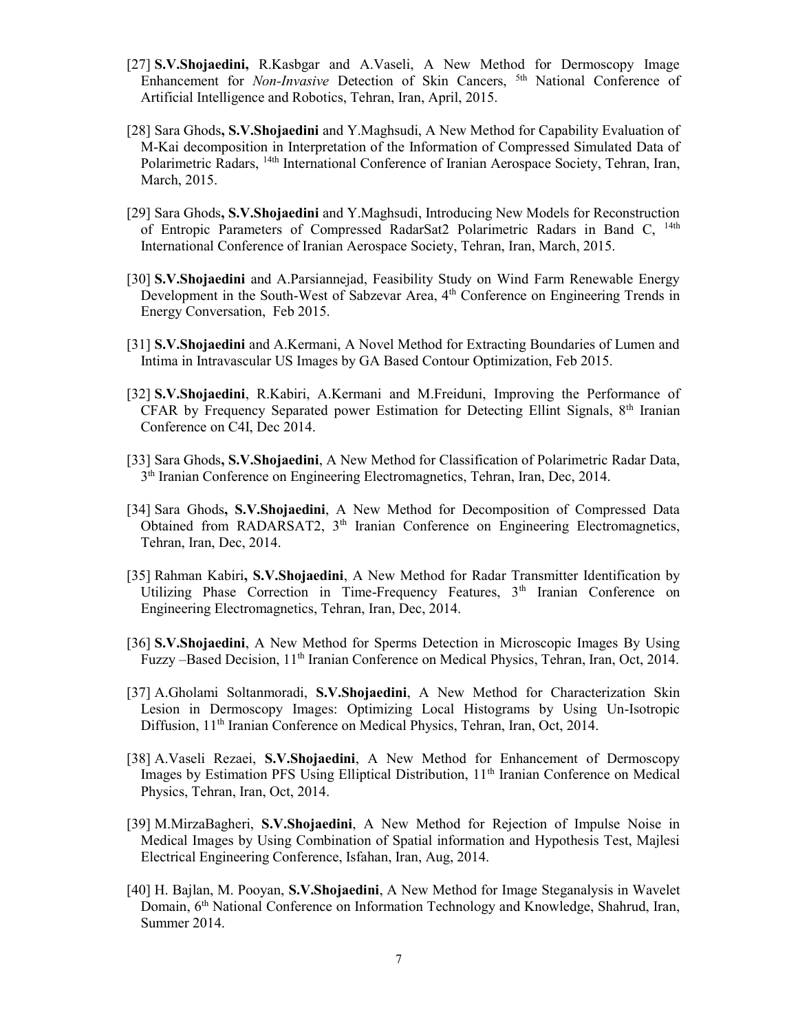[27] **S.V.Shojaedini,** R.Kasbgar and A.Vaseli, A New Method for Dermoscopy Image Enhancement for *Non-Invasive* Detection of Skin Cancers, 5th National Conference of Artificial Intelligence and Robotics, Tehran, Iran, April, 2015.

[28] Sara Ghods**, S.V.Shojaedini** and Y.Maghsudi, A New Method for Capability Evaluation of M-Kai decomposition in Interpretation of the Information of Compressed Simulated Data of Polarimetric Radars, 14th International Conference of Iranian Aerospace Society, Tehran, Iran, March, 2015.

[29] Sara Ghods**, S.V.Shojaedini** and Y.Maghsudi, Introducing New Models for Reconstruction of Entropic Parameters of Compressed RadarSat2 Polarimetric Radars in Band C, 14th International Conference of Iranian Aerospace Society, Tehran, Iran, March, 2015.

[30] **S.V.Shojaedini** and A.Parsiannejad, Feasibility Study on Wind Farm Renewable Energy Development in the South-West of Sabzevar Area, 4th Conference on Engineering Trends in Energy Conversation, Feb 2015.

[31] **S.V.Shojaedini** and A.Kermani, A Novel Method for Extracting Boundaries of Lumen and Intima in Intravascular US Images by GA Based Contour Optimization, Feb 2015.

[32] **S.V.Shojaedini**, R.Kabiri, A.Kermani and M.Freiduni, Improving the Performance of CFAR by Frequency Separated power Estimation for Detecting Ellint Signals, 8th Iranian Conference on C4I, Dec 2014.

[33] Sara Ghods**, S.V.Shojaedini**, A New Method for Classification of Polarimetric Radar Data, 3th Iranian Conference on Engineering Electromagnetics, Tehran, Iran, Dec, 2014.

[34] Sara Ghods**, S.V.Shojaedini**, A New Method for Decomposition of Compressed Data Obtained from RADARSAT2, 3th Iranian Conference on Engineering Electromagnetics, Tehran, Iran, Dec, 2014.

[35] Rahman Kabiri**, S.V.Shojaedini**, A New Method for Radar Transmitter Identification by Utilizing Phase Correction in Time-Frequency Features, 3th Iranian Conference on Engineering Electromagnetics, Tehran, Iran, Dec, 2014.

[36] **S.V.Shojaedini**, A New Method for Sperms Detection in Microscopic Images By Using Fuzzy –Based Decision, 11th Iranian Conference on Medical Physics, Tehran, Iran, Oct, 2014.

[37] A.Gholami Soltanmoradi, **S.V.Shojaedini**, A New Method for Characterization Skin Lesion in Dermoscopy Images: Optimizing Local Histograms by Using Un-Isotropic Diffusion, 11th Iranian Conference on Medical Physics, Tehran, Iran, Oct, 2014.

[38] A.Vaseli Rezaei, **S.V.Shojaedini**, A New Method for Enhancement of Dermoscopy Images by Estimation PFS Using Elliptical Distribution, 11th Iranian Conference on Medical Physics, Tehran, Iran, Oct, 2014.

[39] M.MirzaBagheri, **S.V.Shojaedini**, A New Method for Rejection of Impulse Noise in Medical Images by Using Combination of Spatial information and Hypothesis Test, Majlesi Electrical Engineering Conference, Isfahan, Iran, Aug, 2014.

[40] H. Bajlan, M. Pooyan, **S.V.Shojaedini**, A New Method for Image Steganalysis in Wavelet Domain, 6th National Conference on Information Technology and Knowledge, Shahrud, Iran, Summer 2014.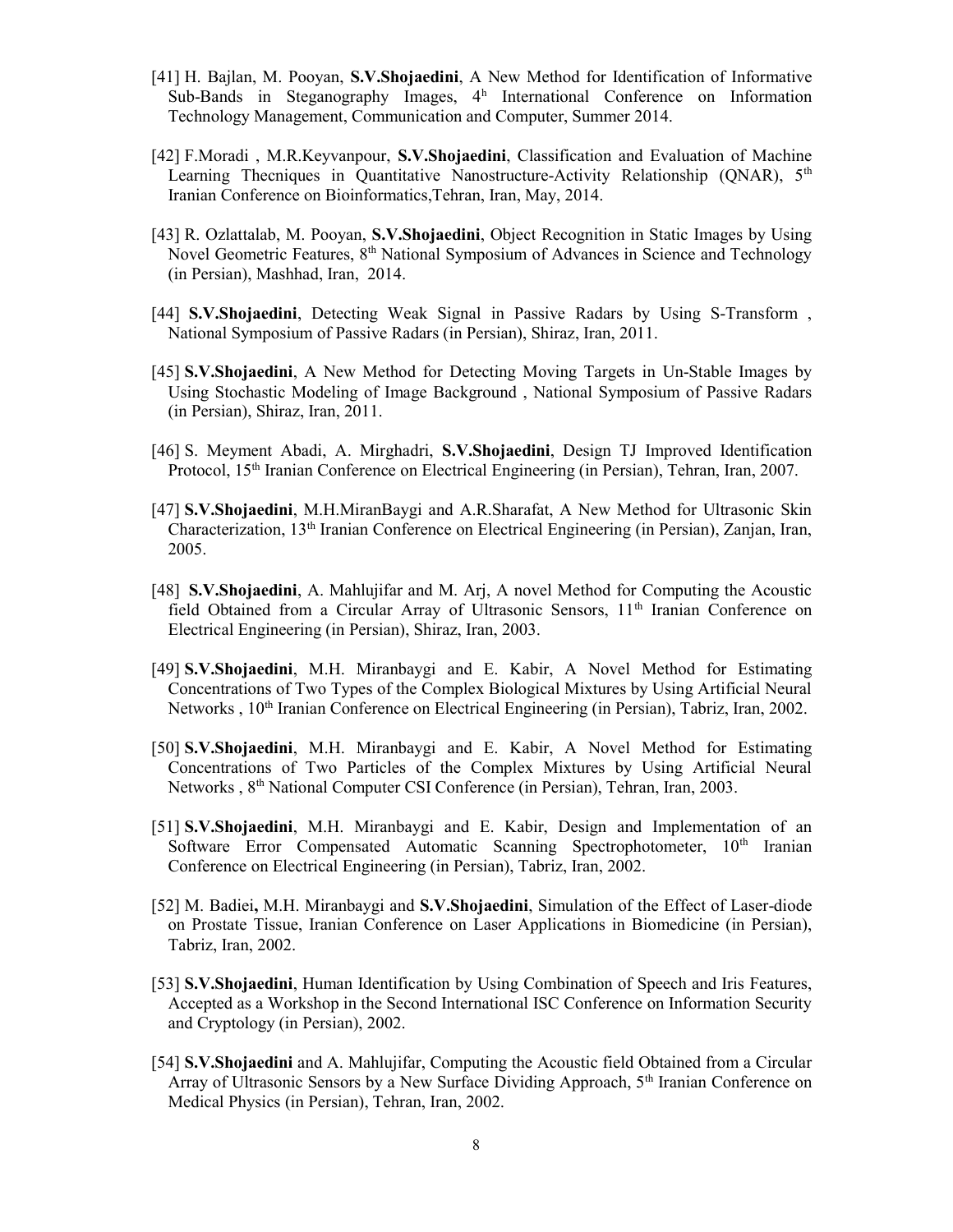[41] H. Bajlan, M. Pooyan, **S.V.Shojaedini**, A New Method for Identification of Informative Sub-Bands in Steganography Images, 4h International Conference on Information Technology Management, Communication and Computer, Summer 2014.

[42] F.Moradi , M.R.Keyvanpour, **S.V.Shojaedini**, Classification and Evaluation of Machine Learning Thecniques in Quantitative Nanostructure-Activity Relationship (QNAR), 5th Iranian Conference on Bioinformatics,Tehran, Iran, May, 2014.

[43] R. Ozlattalab, M. Pooyan, **S.V.Shojaedini**, Object Recognition in Static Images by Using Novel Geometric Features, 8th National Symposium of Advances in Science and Technology (in Persian), Mashhad, Iran, 2014.

[44] **S.V.Shojaedini**, Detecting Weak Signal in Passive Radars by Using S-Transform , National Symposium of Passive Radars (in Persian), Shiraz, Iran, 2011.

[45] **S.V.Shojaedini**, A New Method for Detecting Moving Targets in Un-Stable Images by Using Stochastic Modeling of Image Background , National Symposium of Passive Radars (in Persian), Shiraz, Iran, 2011.

[46] S. Meyment Abadi, A. Mirghadri, **S.V.Shojaedini**, Design TJ Improved Identification Protocol, 15th Iranian Conference on Electrical Engineering (in Persian), Tehran, Iran, 2007.

[47] **S.V.Shojaedini**, M.H.MiranBaygi and A.R.Sharafat, A New Method for Ultrasonic Skin Characterization, 13th Iranian Conference on Electrical Engineering (in Persian), Zanjan, Iran, 2005.

[48] **S.V.Shojaedini**, A. Mahlujifar and M. Arj, A novel Method for Computing the Acoustic field Obtained from a Circular Array of Ultrasonic Sensors, 11th Iranian Conference on Electrical Engineering (in Persian), Shiraz, Iran, 2003.

[49] **S.V.Shojaedini**, M.H. Miranbaygi and E. Kabir, A Novel Method for Estimating Concentrations of Two Types of the Complex Biological Mixtures by Using Artificial Neural Networks , 10th Iranian Conference on Electrical Engineering (in Persian), Tabriz, Iran, 2002.

[50] **S.V.Shojaedini**, M.H. Miranbaygi and E. Kabir, A Novel Method for Estimating Concentrations of Two Particles of the Complex Mixtures by Using Artificial Neural Networks , 8th National Computer CSI Conference (in Persian), Tehran, Iran, 2003.

[51] **S.V.Shojaedini**, M.H. Miranbaygi and E. Kabir, Design and Implementation of an Software Error Compensated Automatic Scanning Spectrophotometer, 10th Iranian Conference on Electrical Engineering (in Persian), Tabriz, Iran, 2002.

[52] M. Badiei**,** M.H. Miranbaygi and **S.V.Shojaedini**, Simulation of the Effect of Laser-diode on Prostate Tissue, Iranian Conference on Laser Applications in Biomedicine (in Persian), Tabriz, Iran, 2002.

[53] **S.V.Shojaedini**, Human Identification by Using Combination of Speech and Iris Features, Accepted as a Workshop in the Second International ISC Conference on Information Security and Cryptology (in Persian), 2002.

[54] **S.V.Shojaedini** and A. Mahlujifar, Computing the Acoustic field Obtained from a Circular Array of Ultrasonic Sensors by a New Surface Dividing Approach, 5th Iranian Conference on Medical Physics (in Persian), Tehran, Iran, 2002.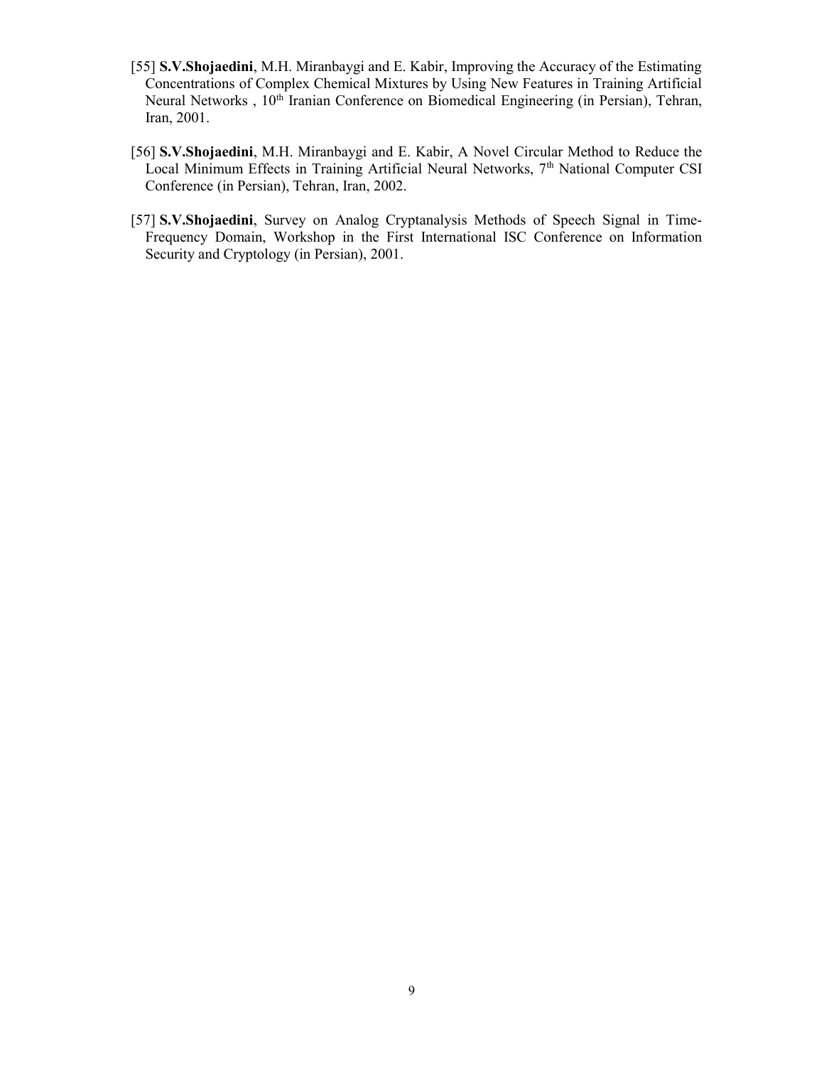[55] **S.V.Shojaedini**, M.H. Miranbaygi and E. Kabir, Improving the Accuracy of the Estimating Concentrations of Complex Chemical Mixtures by Using New Features in Training Artificial Neural Networks , 10th Iranian Conference on Biomedical Engineering (in Persian), Tehran, Iran, 2001.

[56] **S.V.Shojaedini**, M.H. Miranbaygi and E. Kabir, A Novel Circular Method to Reduce the Local Minimum Effects in Training Artificial Neural Networks, 7th National Computer CSI Conference (in Persian), Tehran, Iran, 2002.

[57] **S.V.Shojaedini**, Survey on Analog Cryptanalysis Methods of Speech Signal in Time-Frequency Domain, Workshop in the First International ISC Conference on Information Security and Cryptology (in Persian), 2001.